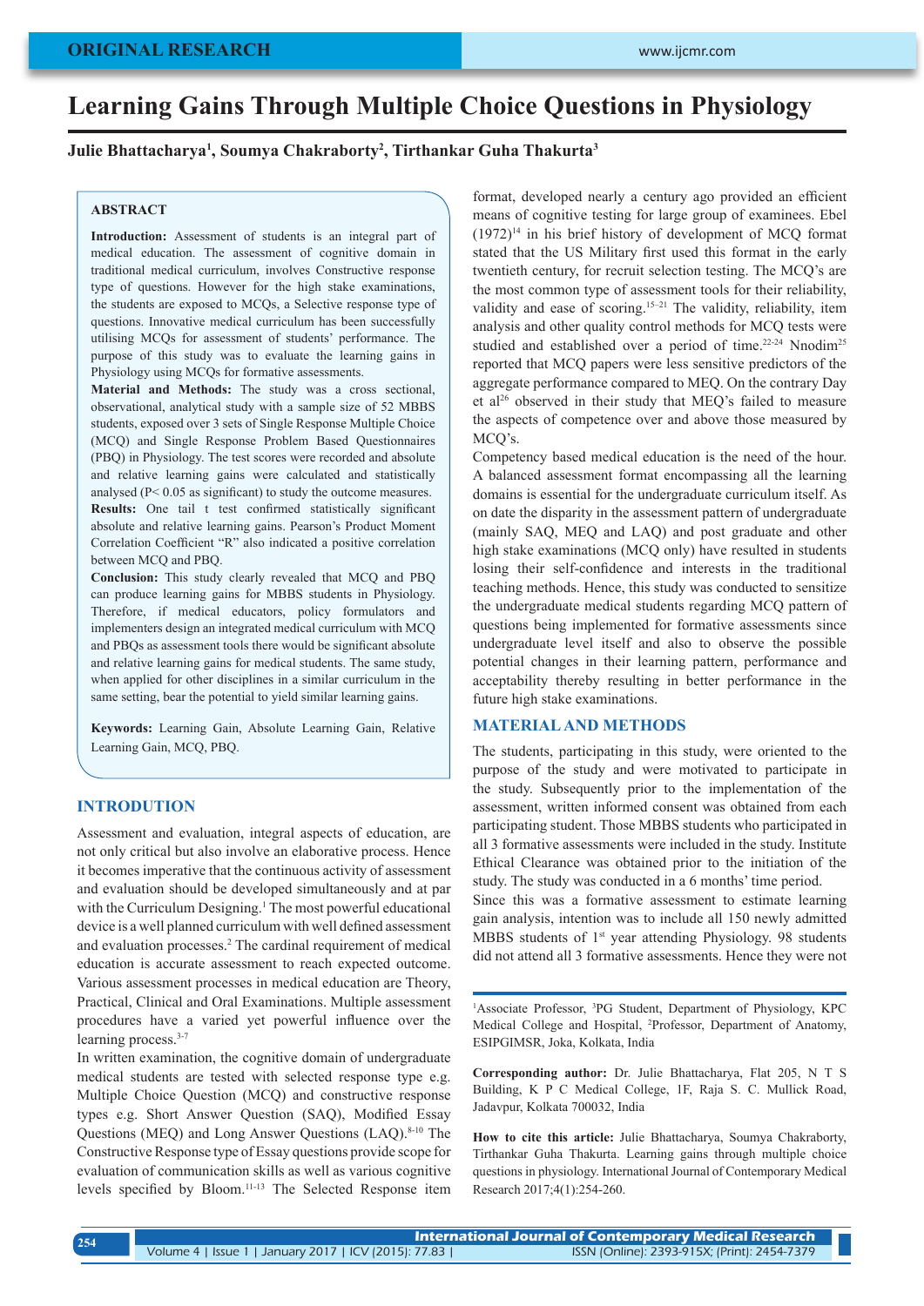ORIGINAL RESEARCH

# Learning Gains Through Multiple Choice Questions in Physiology

**Julie Bhattacharya[1], Soumya Chakraborty[2], Tirthankar Guha Thakurta[3]**

## ABSTRACT

**Introduction:** Assessment of students is an integral part of medical education. The assessment of cognitive domain in traditional medical curriculum, involves Constructive response type of questions. However for the high stake examinations, the students are exposed to MCQs, a Selective response type of questions. Innovative medical curriculum has been successfully utilising MCQs for assessment of students' performance. The purpose of this study was to evaluate the learning gains in Physiology using MCQs for formative assessments.

**Material and Methods:** The study was a cross sectional, observational, analytical study with a sample size of 52 MBBS students, exposed over 3 sets of Single Response Multiple Choice (MCQ) and Single Response Problem Based Questionnaires (PBQ) in Physiology. The test scores were recorded and absolute and relative learning gains were calculated and statistically analysed ($P < 0.05$ as significant) to study the outcome measures.

**Results:** One tail t test confirmed statistically significant absolute and relative learning gains. Pearson's Product Moment Correlation Coefficient "R" also indicated a positive correlation between MCQ and PBQ.

**Conclusion:** This study clearly revealed that MCQ and PBQ can produce learning gains for MBBS students in Physiology. Therefore, if medical educators, policy formulators and implementers design an integrated medical curriculum with MCQ and PBQs as assessment tools there would be significant absolute and relative learning gains for medical students. The same study, when applied for other disciplines in a similar curriculum in the same setting, bear the potential to yield similar learning gains.

**Keywords:** Learning Gain, Absolute Learning Gain, Relative Learning Gain, MCQ, PBQ.

## INTRODUCTION

Assessment and evaluation, integral aspects of education, are not only critical but also involve an elaborative process. Hence it becomes imperative that the continuous activity of assessment and evaluation should be developed simultaneously and at par with the Curriculum Designing.[1] The most powerful educational device is a well planned curriculum with well defined assessment and evaluation processes.[2] The cardinal requirement of medical education is accurate assessment to reach expected outcome. Various assessment processes in medical education are Theory, Practical, Clinical and Oral Examinations. Multiple assessment procedures have a varied yet powerful influence over the learning process.[3-7]

In written examination, the cognitive domain of undergraduate medical students are tested with selected response type e.g. Multiple Choice Question (MCQ) and constructive response types e.g. Short Answer Question (SAQ), Modified Essay Questions (MEQ) and Long Answer Questions (LAQ).[8-10] The Constructive Response type of Essay questions provide scope for evaluation of communication skills as well as various cognitive levels specified by Bloom.[11-13] The Selected Response item format, developed nearly a century ago provided an efficient means of cognitive testing for large group of examinees. Ebel (1972)[14] in his brief history of development of MCQ format stated that the US Military first used this format in the early twentieth century, for recruit selection testing. The MCQ's are the most common type of assessment tools for their reliability, validity and ease of scoring.[15-21] The validity, reliability, item analysis and other quality control methods for MCQ tests were studied and established over a period of time.[22-24] Nnodim[25] reported that MCQ papers were less sensitive predictors of the aggregate performance compared to MEQ. On the contrary Day et al[26] observed in their study that MEQ's failed to measure the aspects of competence over and above those measured by MCQ's.

Competency based medical education is the need of the hour. A balanced assessment format encompassing all the learning domains is essential for the undergraduate curriculum itself. As on date the disparity in the assessment pattern of undergraduate (mainly SAQ, MEQ and LAQ) and post graduate and other high stake examinations (MCQ only) have resulted in students losing their self-confidence and interests in the traditional teaching methods. Hence, this study was conducted to sensitize the undergraduate medical students regarding MCQ pattern of questions being implemented for formative assessments since undergraduate level itself and also to observe the possible potential changes in their learning pattern, performance and acceptability thereby resulting in better performance in the future high stake examinations.

## MATERIAL AND METHODS

The students, participating in this study, were oriented to the purpose of the study and were motivated to participate in the study. Subsequently prior to the implementation of the assessment, written informed consent was obtained from each participating student. Those MBBS students who participated in all 3 formative assessments were included in the study. Institute Ethical Clearance was obtained prior to the initiation of the study. The study was conducted in a 6 months' time period.

Since this was a formative assessment to estimate learning gain analysis, intention was to include all 150 newly admitted MBBS students of 1st year attending Physiology. 98 students did not attend all 3 formative assessments. Hence they were not

---

[1]Associate Professor, [3]PG Student, Department of Physiology, KPC Medical College and Hospital, [2]Professor, Department of Anatomy, ESIPGIMSR, Joka, Kolkata, India

**Corresponding author:** Dr. Julie Bhattacharya, Flat 205, N T S Building, K P C Medical College, 1F, Raja S. C. Mullick Road, Jadavpur, Kolkata 700032, India

**How to cite this article:** Julie Bhattacharya, Soumya Chakraborty, Tirthankar Guha Thakurta. Learning gains through multiple choice questions in physiology. International Journal of Contemporary Medical Research 2017;4(1):254-260.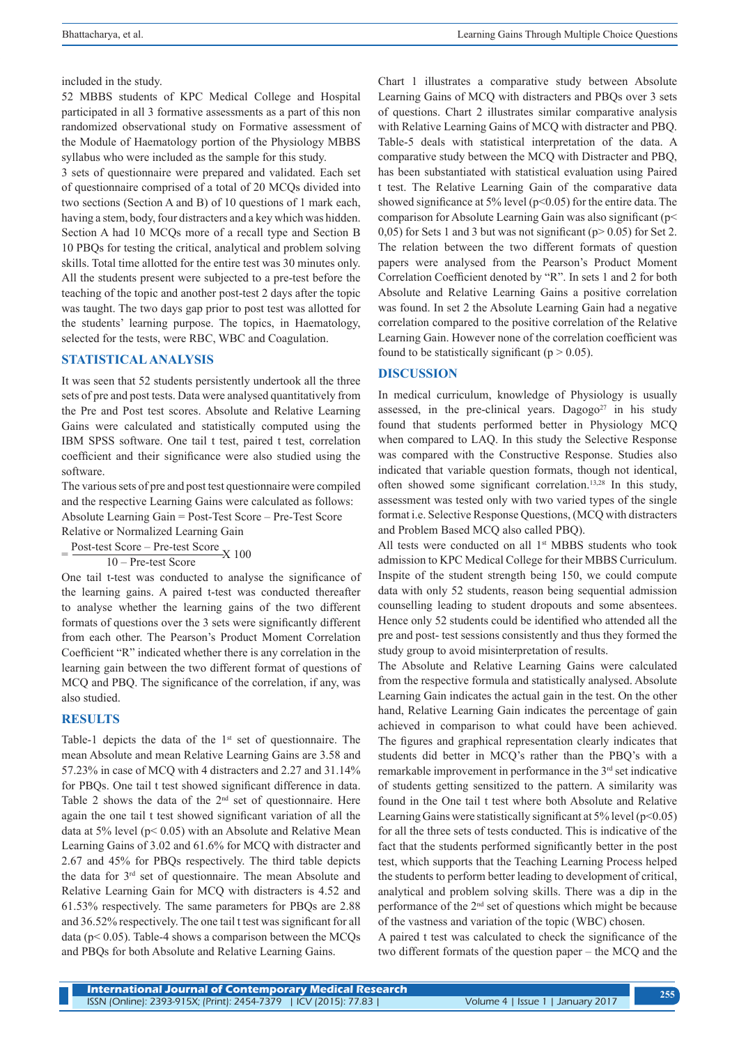included in the study.

52 MBBS students of KPC Medical College and Hospital participated in all 3 formative assessments as a part of this non randomized observational study on Formative assessment of the Module of Haematology portion of the Physiology MBBS syllabus who were included as the sample for this study.

3 sets of questionnaire were prepared and validated. Each set of questionnaire comprised of a total of 20 MCQs divided into two sections (Section A and B) of 10 questions of 1 mark each, having a stem, body, four distracters and a key which was hidden. Section A had 10 MCQs more of a recall type and Section B 10 PBQs for testing the critical, analytical and problem solving skills. Total time allotted for the entire test was 30 minutes only. All the students present were subjected to a pre-test before the teaching of the topic and another post-test 2 days after the topic was taught. The two days gap prior to post test was allotted for the students' learning purpose. The topics, in Haematology, selected for the tests, were RBC, WBC and Coagulation.

## STATISTICAL ANALYSIS

It was seen that 52 students persistently undertook all the three sets of pre and post tests. Data were analysed quantitatively from the Pre and Post test scores. Absolute and Relative Learning Gains were calculated and statistically computed using the IBM SPSS software. One tail t test, paired t test, correlation coefficient and their significance were also studied using the software.

The various sets of pre and post test questionnaire were compiled and the respective Learning Gains were calculated as follows:

Absolute Learning Gain = Post-Test Score – Pre-Test Score

Relative or Normalized Learning Gain

$$= \frac{\text{Post-test Score} - \text{Pre-test Score}}{10 - \text{Pre-test Score}} \times 100$$

One tail t-test was conducted to analyse the significance of the learning gains. A paired t-test was conducted thereafter to analyse whether the learning gains of the two different formats of questions over the 3 sets were significantly different from each other. The Pearson's Product Moment Correlation Coefficient "R" indicated whether there is any correlation in the learning gain between the two different format of questions of MCQ and PBQ. The significance of the correlation, if any, was also studied.

## RESULTS

Table-1 depicts the data of the 1st set of questionnaire. The mean Absolute and mean Relative Learning Gains are 3.58 and 57.23% in case of MCQ with 4 distracters and 2.27 and 31.14% for PBQs. One tail t test showed significant difference in data. Table 2 shows the data of the 2nd set of questionnaire. Here again the one tail t test showed significant variation of all the data at 5% level ($p < 0.05$) with an Absolute and Relative Mean Learning Gains of 3.02 and 61.6% for MCQ with distracter and 2.67 and 45% for PBQs respectively. The third table depicts the data for 3rd set of questionnaire. The mean Absolute and Relative Learning Gain for MCQ with distracters is 4.52 and 61.53% respectively. The same parameters for PBQs are 2.88 and 36.52% respectively. The one tail t test was significant for all data ($p < 0.05$). Table-4 shows a comparison between the MCQs and PBQs for both Absolute and Relative Learning Gains.

Chart 1 illustrates a comparative study between Absolute Learning Gains of MCQ with distracters and PBQs over 3 sets of questions. Chart 2 illustrates similar comparative analysis with Relative Learning Gains of MCQ with distracter and PBQ. Table-5 deals with statistical interpretation of the data. A comparative study between the MCQ with Distracter and PBQ, has been substantiated with statistical evaluation using Paired t test. The Relative Learning Gain of the comparative data showed significance at 5% level ($p<0.05$) for the entire data. The comparison for Absolute Learning Gain was also significant ($p<$ 0,05) for Sets 1 and 3 but was not significant ($p > 0.05$) for Set 2. The relation between the two different formats of question papers were analysed from the Pearson's Product Moment Correlation Coefficient denoted by "R". In sets 1 and 2 for both Absolute and Relative Learning Gains a positive correlation was found. In set 2 the Absolute Learning Gain had a negative correlation compared to the positive correlation of the Relative Learning Gain. However none of the correlation coefficient was found to be statistically significant ($p > 0.05$).

## DISCUSSION

In medical curriculum, knowledge of Physiology is usually assessed, in the pre-clinical years. Dagogo[27] in his study found that students performed better in Physiology MCQ when compared to LAQ. In this study the Selective Response was compared with the Constructive Response. Studies also indicated that variable question formats, though not identical, often showed some significant correlation.[13,28] In this study, assessment was tested only with two varied types of the single format i.e. Selective Response Questions, (MCQ with distracters and Problem Based MCQ also called PBQ).

All tests were conducted on all 1st MBBS students who took admission to KPC Medical College for their MBBS Curriculum. Inspite of the student strength being 150, we could compute data with only 52 students, reason being sequential admission counselling leading to student dropouts and some absentees. Hence only 52 students could be identified who attended all the pre and post- test sessions consistently and thus they formed the study group to avoid misinterpretation of results.

The Absolute and Relative Learning Gains were calculated from the respective formula and statistically analysed. Absolute Learning Gain indicates the actual gain in the test. On the other hand, Relative Learning Gain indicates the percentage of gain achieved in comparison to what could have been achieved. The figures and graphical representation clearly indicates that students did better in MCQ's rather than the PBQ's with a remarkable improvement in performance in the 3rd set indicative of students getting sensitized to the pattern. A similarity was found in the One tail t test where both Absolute and Relative Learning Gains were statistically significant at 5% level ($p<0.05$) for all the three sets of tests conducted. This is indicative of the fact that the students performed significantly better in the post test, which supports that the Teaching Learning Process helped the students to perform better leading to development of critical, analytical and problem solving skills. There was a dip in the performance of the 2nd set of questions which might be because of the vastness and variation of the topic (WBC) chosen.

A paired t test was calculated to check the significance of the two different formats of the question paper – the MCQ and the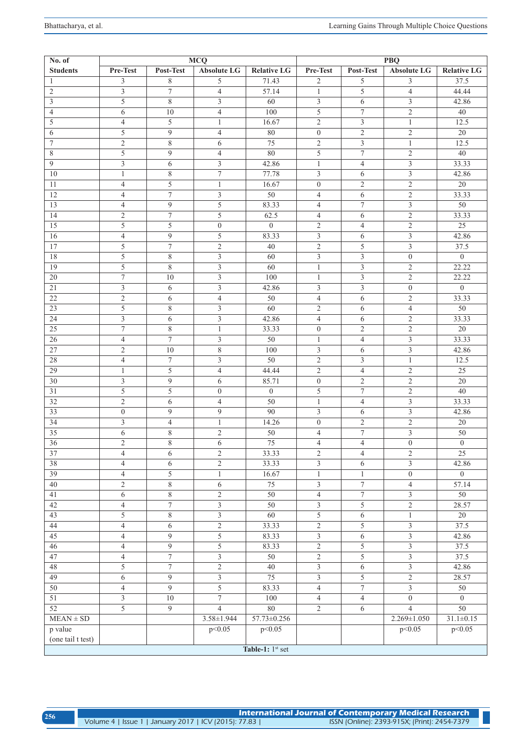| No. of Students | MCQ | | | | PBQ | | | |
|---|---|---|---|---|---|---|---|---|
| | Pre-Test | Post-Test | Absolute LG | Relative LG | Pre-Test | Post-Test | Absolute LG | Relative LG |
| 1 | 3 | 8 | 5 | 71.43 | 2 | 5 | 3 | 37.5 |
| 2 | 3 | 7 | 4 | 57.14 | 1 | 5 | 4 | 44.44 |
| 3 | 5 | 8 | 3 | 60 | 3 | 6 | 3 | 42.86 |
| 4 | 6 | 10 | 4 | 100 | 5 | 7 | 2 | 40 |
| 5 | 4 | 5 | 1 | 16.67 | 2 | 3 | 1 | 12.5 |
| 6 | 5 | 9 | 4 | 80 | 0 | 2 | 2 | 20 |
| 7 | 2 | 8 | 6 | 75 | 2 | 3 | 1 | 12.5 |
| 8 | 5 | 9 | 4 | 80 | 5 | 7 | 2 | 40 |
| 9 | 3 | 6 | 3 | 42.86 | 1 | 4 | 3 | 33.33 |
| 10 | 1 | 8 | 7 | 77.78 | 3 | 6 | 3 | 42.86 |
| 11 | 4 | 5 | 1 | 16.67 | 0 | 2 | 2 | 20 |
| 12 | 4 | 7 | 3 | 50 | 4 | 6 | 2 | 33.33 |
| 13 | 4 | 9 | 5 | 83.33 | 4 | 7 | 3 | 50 |
| 14 | 2 | 7 | 5 | 62.5 | 4 | 6 | 2 | 33.33 |
| 15 | 5 | 5 | 0 | 0 | 2 | 4 | 2 | 25 |
| 16 | 4 | 9 | 5 | 83.33 | 3 | 6 | 3 | 42.86 |
| 17 | 5 | 7 | 2 | 40 | 2 | 5 | 3 | 37.5 |
| 18 | 5 | 8 | 3 | 60 | 3 | 3 | 0 | 0 |
| 19 | 5 | 8 | 3 | 60 | 1 | 3 | 2 | 22.22 |
| 20 | 7 | 10 | 3 | 100 | 1 | 3 | 2 | 22.22 |
| 21 | 3 | 6 | 3 | 42.86 | 3 | 3 | 0 | 0 |
| 22 | 2 | 6 | 4 | 50 | 4 | 6 | 2 | 33.33 |
| 23 | 5 | 8 | 3 | 60 | 2 | 6 | 4 | 50 |
| 24 | 3 | 6 | 3 | 42.86 | 4 | 6 | 2 | 33.33 |
| 25 | 7 | 8 | 1 | 33.33 | 0 | 2 | 2 | 20 |
| 26 | 4 | 7 | 3 | 50 | 1 | 4 | 3 | 33.33 |
| 27 | 2 | 10 | 8 | 100 | 3 | 6 | 3 | 42.86 |
| 28 | 4 | 7 | 3 | 50 | 2 | 3 | 1 | 12.5 |
| 29 | 1 | 5 | 4 | 44.44 | 2 | 4 | 2 | 25 |
| 30 | 3 | 9 | 6 | 85.71 | 0 | 2 | 2 | 20 |
| 31 | 5 | 5 | 0 | 0 | 5 | 7 | 2 | 40 |
| 32 | 2 | 6 | 4 | 50 | 1 | 4 | 3 | 33.33 |
| 33 | 0 | 9 | 9 | 90 | 3 | 6 | 3 | 42.86 |
| 34 | 3 | 4 | 1 | 14.26 | 0 | 2 | 2 | 20 |
| 35 | 6 | 8 | 2 | 50 | 4 | 7 | 3 | 50 |
| 36 | 2 | 8 | 6 | 75 | 4 | 4 | 0 | 0 |
| 37 | 4 | 6 | 2 | 33.33 | 2 | 4 | 2 | 25 |
| 38 | 4 | 6 | 2 | 33.33 | 3 | 6 | 3 | 42.86 |
| 39 | 4 | 5 | 1 | 16.67 | 1 | 1 | 0 | 0 |
| 40 | 2 | 8 | 6 | 75 | 3 | 7 | 4 | 57.14 |
| 41 | 6 | 8 | 2 | 50 | 4 | 7 | 3 | 50 |
| 42 | 4 | 7 | 3 | 50 | 3 | 5 | 2 | 28.57 |
| 43 | 5 | 8 | 3 | 60 | 5 | 6 | 1 | 20 |
| 44 | 4 | 6 | 2 | 33.33 | 2 | 5 | 3 | 37.5 |
| 45 | 4 | 9 | 5 | 83.33 | 3 | 6 | 3 | 42.86 |
| 46 | 4 | 9 | 5 | 83.33 | 2 | 5 | 3 | 37.5 |
| 47 | 4 | 7 | 3 | 50 | 2 | 5 | 3 | 37.5 |
| 48 | 5 | 7 | 2 | 40 | 3 | 6 | 3 | 42.86 |
| 49 | 6 | 9 | 3 | 75 | 3 | 5 | 2 | 28.57 |
| 50 | 4 | 9 | 5 | 83.33 | 4 | 7 | 3 | 50 |
| 51 | 3 | 10 | 7 | 100 | 4 | 4 | 0 | 0 |
| 52 | 5 | 9 | 4 | 80 | 2 | 6 | 4 | 50 |
| MEAN ± SD | | | 3.58±1.944 | 57.73±0.256 | | | 2.269±1.050 | 31.1±0.15 |
| p value (one tail t test) | | | p<0.05 | p<0.05 | | | p<0.05 | p<0.05 |

**Table-1:** 1st set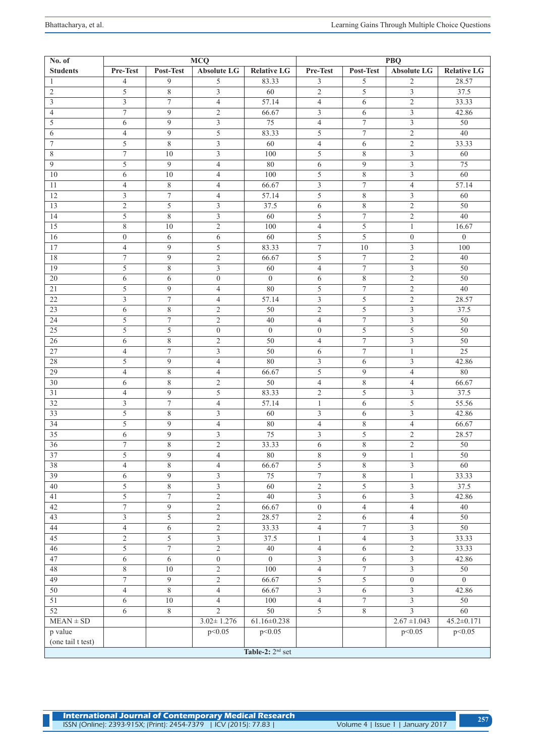| No. of Students | MCQ | | | | PBQ | | | |
|---|---|---|---|---|---|---|---|---|
| | Pre-Test | Post-Test | Absolute LG | Relative LG | Pre-Test | Post-Test | Absolute LG | Relative LG |
| 1 | 4 | 9 | 5 | 83.33 | 3 | 5 | 2 | 28.57 |
| 2 | 5 | 8 | 3 | 60 | 2 | 5 | 3 | 37.5 |
| 3 | 3 | 7 | 4 | 57.14 | 4 | 6 | 2 | 33.33 |
| 4 | 7 | 9 | 2 | 66.67 | 3 | 6 | 3 | 42.86 |
| 5 | 6 | 9 | 3 | 75 | 4 | 7 | 3 | 50 |
| 6 | 4 | 9 | 5 | 83.33 | 5 | 7 | 2 | 40 |
| 7 | 5 | 8 | 3 | 60 | 4 | 6 | 2 | 33.33 |
| 8 | 7 | 10 | 3 | 100 | 5 | 8 | 3 | 60 |
| 9 | 5 | 9 | 4 | 80 | 6 | 9 | 3 | 75 |
| 10 | 6 | 10 | 4 | 100 | 5 | 8 | 3 | 60 |
| 11 | 4 | 8 | 4 | 66.67 | 3 | 7 | 4 | 57.14 |
| 12 | 3 | 7 | 4 | 57.14 | 5 | 8 | 3 | 60 |
| 13 | 2 | 5 | 3 | 37.5 | 6 | 8 | 2 | 50 |
| 14 | 5 | 8 | 3 | 60 | 5 | 7 | 2 | 40 |
| 15 | 8 | 10 | 2 | 100 | 4 | 5 | 1 | 16.67 |
| 16 | 0 | 6 | 6 | 60 | 5 | 5 | 0 | 0 |
| 17 | 4 | 9 | 5 | 83.33 | 7 | 10 | 3 | 100 |
| 18 | 7 | 9 | 2 | 66.67 | 5 | 7 | 2 | 40 |
| 19 | 5 | 8 | 3 | 60 | 4 | 7 | 3 | 50 |
| 20 | 6 | 6 | 0 | 0 | 6 | 8 | 2 | 50 |
| 21 | 5 | 9 | 4 | 80 | 5 | 7 | 2 | 40 |
| 22 | 3 | 7 | 4 | 57.14 | 3 | 5 | 2 | 28.57 |
| 23 | 6 | 8 | 2 | 50 | 2 | 5 | 3 | 37.5 |
| 24 | 5 | 7 | 2 | 40 | 4 | 7 | 3 | 50 |
| 25 | 5 | 5 | 0 | 0 | 0 | 5 | 5 | 50 |
| 26 | 6 | 8 | 2 | 50 | 4 | 7 | 3 | 50 |
| 27 | 4 | 7 | 3 | 50 | 6 | 7 | 1 | 25 |
| 28 | 5 | 9 | 4 | 80 | 3 | 6 | 3 | 42.86 |
| 29 | 4 | 8 | 4 | 66.67 | 5 | 9 | 4 | 80 |
| 30 | 6 | 8 | 2 | 50 | 4 | 8 | 4 | 66.67 |
| 31 | 4 | 9 | 5 | 83.33 | 2 | 5 | 3 | 37.5 |
| 32 | 3 | 7 | 4 | 57.14 | 1 | 6 | 5 | 55.56 |
| 33 | 5 | 8 | 3 | 60 | 3 | 6 | 3 | 42.86 |
| 34 | 5 | 9 | 4 | 80 | 4 | 8 | 4 | 66.67 |
| 35 | 6 | 9 | 3 | 75 | 3 | 5 | 2 | 28.57 |
| 36 | 7 | 8 | 2 | 33.33 | 6 | 8 | 2 | 50 |
| 37 | 5 | 9 | 4 | 80 | 8 | 9 | 1 | 50 |
| 38 | 4 | 8 | 4 | 66.67 | 5 | 8 | 3 | 60 |
| 39 | 6 | 9 | 3 | 75 | 7 | 8 | 1 | 33.33 |
| 40 | 5 | 8 | 3 | 60 | 2 | 5 | 3 | 37.5 |
| 41 | 5 | 7 | 2 | 40 | 3 | 6 | 3 | 42.86 |
| 42 | 7 | 9 | 2 | 66.67 | 0 | 4 | 4 | 40 |
| 43 | 3 | 5 | 2 | 28.57 | 2 | 6 | 4 | 50 |
| 44 | 4 | 6 | 2 | 33.33 | 4 | 7 | 3 | 50 |
| 45 | 2 | 5 | 3 | 37.5 | 1 | 4 | 3 | 33.33 |
| 46 | 5 | 7 | 2 | 40 | 4 | 6 | 2 | 33.33 |
| 47 | 6 | 6 | 0 | 0 | 3 | 6 | 3 | 42.86 |
| 48 | 8 | 10 | 2 | 100 | 4 | 7 | 3 | 50 |
| 49 | 7 | 9 | 2 | 66.67 | 5 | 5 | 0 | 0 |
| 50 | 4 | 8 | 4 | 66.67 | 3 | 6 | 3 | 42.86 |
| 51 | 6 | 10 | 4 | 100 | 4 | 7 | 3 | 50 |
| 52 | 6 | 8 | 2 | 50 | 5 | 8 | 3 | 60 |
| MEAN ± SD | | | 3.02± 1.276 | 61.16±0.238 | | | 2.67 ±1.043 | 45.2±0.171 |
| p value (one tail t test) | | | $p<0.05$ | $p<0.05$ | | | $p<0.05$ | $p<0.05$ |

**Table-2:** 2nd set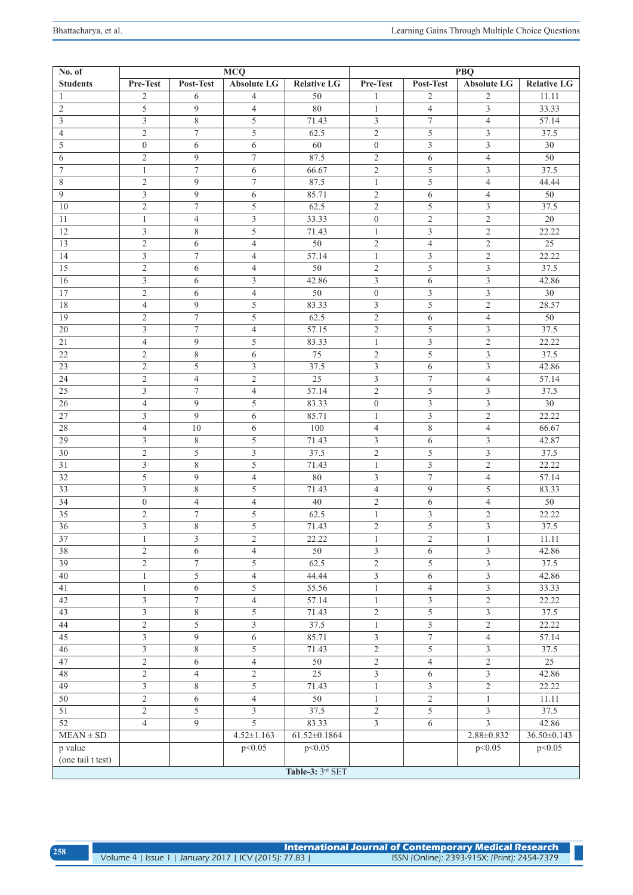| No. of Students | MCQ | | | | PBQ | | | |
|---|---|---|---|---|---|---|---|---|
| | Pre-Test | Post-Test | Absolute LG | Relative LG | Pre-Test | Post-Test | Absolute LG | Relative LG |
| 1 | 2 | 6 | 4 | 50 | 1 | 2 | 2 | 11.11 |
| 2 | 5 | 9 | 4 | 80 | 1 | 4 | 3 | 33.33 |
| 3 | 3 | 8 | 5 | 71.43 | 3 | 7 | 4 | 57.14 |
| 4 | 2 | 7 | 5 | 62.5 | 2 | 5 | 3 | 37.5 |
| 5 | 0 | 6 | 6 | 60 | 0 | 3 | 3 | 30 |
| 6 | 2 | 9 | 7 | 87.5 | 2 | 6 | 4 | 50 |
| 7 | 1 | 7 | 6 | 66.67 | 2 | 5 | 3 | 37.5 |
| 8 | 2 | 9 | 7 | 87.5 | 1 | 5 | 4 | 44.44 |
| 9 | 3 | 9 | 6 | 85.71 | 2 | 6 | 4 | 50 |
| 10 | 2 | 7 | 5 | 62.5 | 2 | 5 | 3 | 37.5 |
| 11 | 1 | 4 | 3 | 33.33 | 0 | 2 | 2 | 20 |
| 12 | 3 | 8 | 5 | 71.43 | 1 | 3 | 2 | 22.22 |
| 13 | 2 | 6 | 4 | 50 | 2 | 4 | 2 | 25 |
| 14 | 3 | 7 | 4 | 57.14 | 1 | 3 | 2 | 22.22 |
| 15 | 2 | 6 | 4 | 50 | 2 | 5 | 3 | 37.5 |
| 16 | 3 | 6 | 3 | 42.86 | 3 | 6 | 3 | 42.86 |
| 17 | 2 | 6 | 4 | 50 | 0 | 3 | 3 | 30 |
| 18 | 4 | 9 | 5 | 83.33 | 3 | 5 | 2 | 28.57 |
| 19 | 2 | 7 | 5 | 62.5 | 2 | 6 | 4 | 50 |
| 20 | 3 | 7 | 4 | 57.15 | 2 | 5 | 3 | 37.5 |
| 21 | 4 | 9 | 5 | 83.33 | 1 | 3 | 2 | 22.22 |
| 22 | 2 | 8 | 6 | 75 | 2 | 5 | 3 | 37.5 |
| 23 | 2 | 5 | 3 | 37.5 | 3 | 6 | 3 | 42.86 |
| 24 | 2 | 4 | 2 | 25 | 3 | 7 | 4 | 57.14 |
| 25 | 3 | 7 | 4 | 57.14 | 2 | 5 | 3 | 37.5 |
| 26 | 4 | 9 | 5 | 83.33 | 0 | 3 | 3 | 30 |
| 27 | 3 | 9 | 6 | 85.71 | 1 | 3 | 2 | 22.22 |
| 28 | 4 | 10 | 6 | 100 | 4 | 8 | 4 | 66.67 |
| 29 | 3 | 8 | 5 | 71.43 | 3 | 6 | 3 | 42.87 |
| 30 | 2 | 5 | 3 | 37.5 | 2 | 5 | 3 | 37.5 |
| 31 | 3 | 8 | 5 | 71.43 | 1 | 3 | 2 | 22.22 |
| 32 | 5 | 9 | 4 | 80 | 3 | 7 | 4 | 57.14 |
| 33 | 3 | 8 | 5 | 71.43 | 4 | 9 | 5 | 83.33 |
| 34 | 0 | 4 | 4 | 40 | 2 | 6 | 4 | 50 |
| 35 | 2 | 7 | 5 | 62.5 | 1 | 3 | 2 | 22.22 |
| 36 | 3 | 8 | 5 | 71.43 | 2 | 5 | 3 | 37.5 |
| 37 | 1 | 3 | 2 | 22.22 | 1 | 2 | 1 | 11.11 |
| 38 | 2 | 6 | 4 | 50 | 3 | 6 | 3 | 42.86 |
| 39 | 2 | 7 | 5 | 62.5 | 2 | 5 | 3 | 37.5 |
| 40 | 1 | 5 | 4 | 44.44 | 3 | 6 | 3 | 42.86 |
| 41 | 1 | 6 | 5 | 55.56 | 1 | 4 | 3 | 33.33 |
| 42 | 3 | 7 | 4 | 57.14 | 1 | 3 | 2 | 22.22 |
| 43 | 3 | 8 | 5 | 71.43 | 2 | 5 | 3 | 37.5 |
| 44 | 2 | 5 | 3 | 37.5 | 1 | 3 | 2 | 22.22 |
| 45 | 3 | 9 | 6 | 85.71 | 3 | 7 | 4 | 57.14 |
| 46 | 3 | 8 | 5 | 71.43 | 2 | 5 | 3 | 37.5 |
| 47 | 2 | 6 | 4 | 50 | 2 | 4 | 2 | 25 |
| 48 | 2 | 4 | 2 | 25 | 3 | 6 | 3 | 42.86 |
| 49 | 3 | 8 | 5 | 71.43 | 1 | 3 | 2 | 22.22 |
| 50 | 2 | 6 | 4 | 50 | 1 | 2 | 1 | 11.11 |
| 51 | 2 | 5 | 3 | 37.5 | 2 | 5 | 3 | 37.5 |
| 52 | 4 | 9 | 5 | 83.33 | 3 | 6 | 3 | 42.86 |
| MEAN ± SD | | | 4.52±1.163 | 61.52±0.1864 | | | 2.88±0.832 | 36.50±0.143 |
| p value (one tail t test) | | | $p<0.05$ | $p<0.05$ | | | $p<0.05$ | $p<0.05$ |

**Table-3:** 3rd SET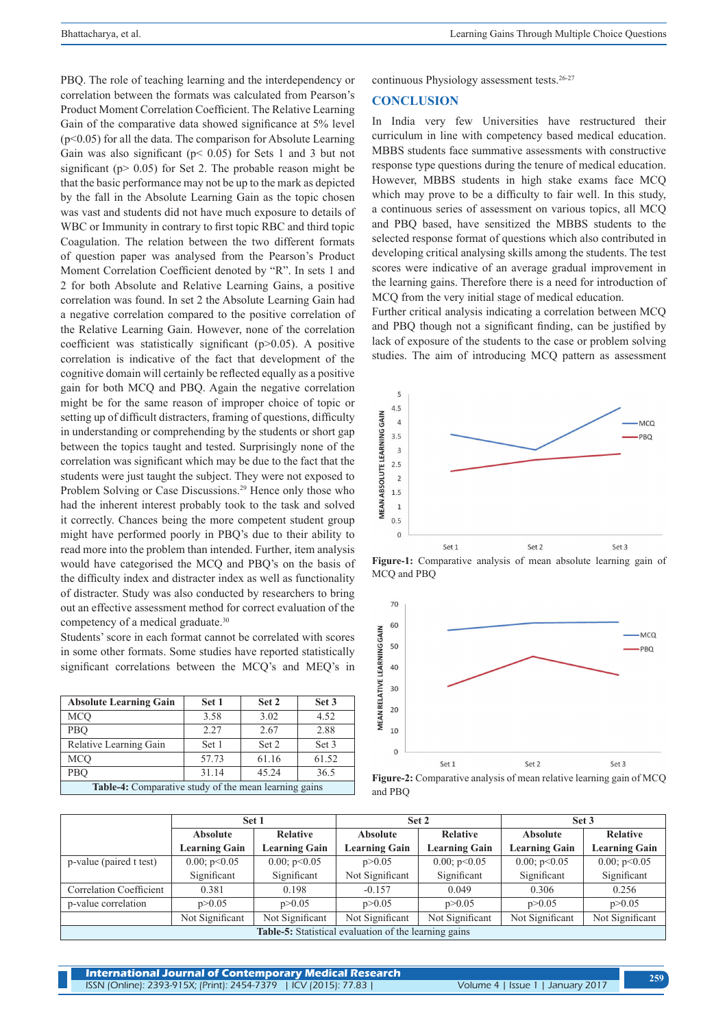PBQ. The role of teaching learning and the interdependency or correlation between the formats was calculated from Pearson's Product Moment Correlation Coefficient. The Relative Learning Gain of the comparative data showed significance at 5% level ($p<0.05$) for all the data. The comparison for Absolute Learning Gain was also significant ($p< 0.05$) for Sets 1 and 3 but not significant ($p> 0.05$) for Set 2. The probable reason might be that the basic performance may not be up to the mark as depicted by the fall in the Absolute Learning Gain as the topic chosen was vast and students did not have much exposure to details of WBC or Immunity in contrary to first topic RBC and third topic Coagulation. The relation between the two different formats of question paper was analysed from the Pearson's Product Moment Correlation Coefficient denoted by "R". In sets 1 and 2 for both Absolute and Relative Learning Gains, a positive correlation was found. In set 2 the Absolute Learning Gain had a negative correlation compared to the positive correlation of the Relative Learning Gain. However, none of the correlation coefficient was statistically significant ($p>0.05$). A positive correlation is indicative of the fact that development of the cognitive domain will certainly be reflected equally as a positive gain for both MCQ and PBQ. Again the negative correlation might be for the same reason of improper choice of topic or setting up of difficult distracters, framing of questions, difficulty in understanding or comprehending by the students or short gap between the topics taught and tested. Surprisingly none of the correlation was significant which may be due to the fact that the students were just taught the subject. They were not exposed to Problem Solving or Case Discussions.[29] Hence only those who had the inherent interest probably took to the task and solved it correctly. Chances being the more competent student group might have performed poorly in PBQ's due to their ability to read more into the problem than intended. Further, item analysis would have categorised the MCQ and PBQ's on the basis of the difficulty index and distracter index as well as functionality of distracter. Study was also conducted by researchers to bring out an effective assessment method for correct evaluation of the competency of a medical graduate.[30]

Students' score in each format cannot be correlated with scores in some other formats. Some studies have reported statistically significant correlations between the MCQ's and MEQ's in continuous Physiology assessment tests.[26-27]

| Absolute Learning Gain | Set 1 | Set 2 | Set 3 |
|---|---|---|---|
| MCQ | 3.58 | 3.02 | 4.52 |
| PBQ | 2.27 | 2.67 | 2.88 |
| Relative Learning Gain | Set 1 | Set 2 | Set 3 |
| MCQ | 57.73 | 61.16 | 61.52 |
| PBQ | 31.14 | 45.24 | 36.5 |

**Table-4:** Comparative study of the mean learning gains

## CONCLUSION

In India very few Universities have restructured their curriculum in line with competency based medical education. MBBS students face summative assessments with constructive response type questions during the tenure of medical education. However, MBBS students in high stake exams face MCQ which may prove to be a difficulty to fair well. In this study, a continuous series of assessment on various topics, all MCQ and PBQ based, have sensitized the MBBS students to the selected response format of questions which also contributed in developing critical analysing skills among the students. The test scores were indicative of an average gradual improvement in the learning gains. Therefore there is a need for introduction of MCQ from the very initial stage of medical education.

Further critical analysis indicating a correlation between MCQ and PBQ though not a significant finding, can be justified by lack of exposure of the students to the case or problem solving studies. The aim of introducing MCQ pattern as assessment

**Figure-1:** Comparative analysis of mean absolute learning gain of MCQ and PBQ

**Figure-2:** Comparative analysis of mean relative learning gain of MCQ and PBQ

| | Set 1 | | Set 2 | | Set 3 | |
|---|---|---|---|---|---|---|
| | Absolute Learning Gain | Relative Learning Gain | Absolute Learning Gain | Relative Learning Gain | Absolute Learning Gain | Relative Learning Gain |
| p-value (paired t test) | 0.00; $p<0.05$ Significant | 0.00; $p<0.05$ Significant | $p>0.05$ Not Significant | 0.00; $p<0.05$ Significant | 0.00; $p<0.05$ Significant | 0.00; $p<0.05$ Significant |
| Correlation Coefficient | 0.381 | 0.198 | -0.157 | 0.049 | 0.306 | 0.256 |
| p-value correlation | $p>0.05$ Not Significant | $p>0.05$ Not Significant | $p>0.05$ Not Significant | $p>0.05$ Not Significant | $p>0.05$ Not Significant | $p>0.05$ Not Significant |

**Table-5:** Statistical evaluation of the learning gains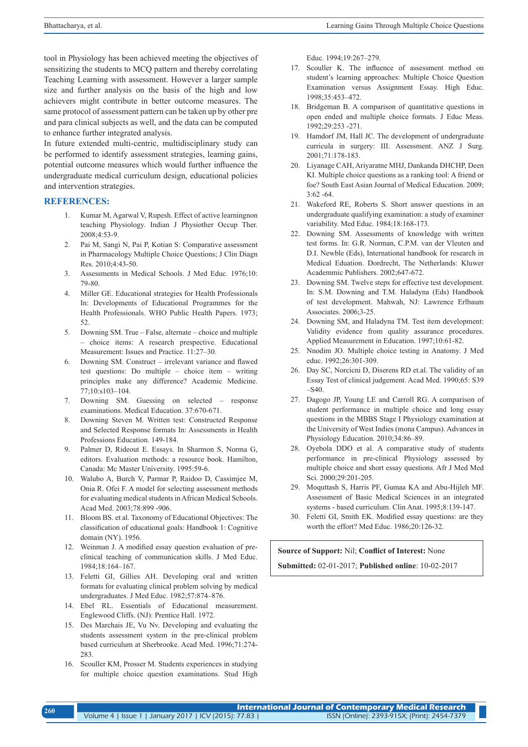tool in Physiology has been achieved meeting the objectives of sensitizing the students to MCQ pattern and thereby correlating Teaching Learning with assessment. However a larger sample size and further analysis on the basis of the high and low achievers might contribute in better outcome measures. The same protocol of assessment pattern can be taken up by other pre and para clinical subjects as well, and the data can be computed to enhance further integrated analysis.

In future extended multi-centric, multidisciplinary study can be performed to identify assessment strategies, learning gains, potential outcome measures which would further influence the undergraduate medical curriculum design, educational policies and intervention strategies.

## REFERENCES:

1. Kumar M, Agarwal V, Rupesh. Effect of active learningnon teaching Physiology. Indian J Physiother Occup Ther. 2008;4:53-9.
2. Pai M, Sangi N, Pai P, Kotian S: Comparative assessment in Pharmacology Multiple Choice Questions; J Clin Diagn Res. 2010;4:43-50.
3. Assessments in Medical Schools. J Med Educ. 1976;10: 79-80.
4. Miller GE. Educational strategies for Health Professionals In: Developments of Educational Programmes for the Health Professionals. WHO Public Health Papers. 1973; 52.
5. Downing SM. True – False, alternate – choice and multiple – choice items: A research prespective. Educational Measurement: Issues and Practice. 11:27–30.
6. Downing SM. Construct – irrelevant variance and flawed test questions: Do multiple – choice item – writing principles make any difference? Academic Medicine. 77;10:s103–104.
7. Downing SM. Guessing on selected – response examinations. Medical Education. 37:670-671.
8. Downing Steven M. Written test: Constructed Response and Selected Response formats In: Assessments in Health Professions Education. 149-184.
9. Palmer D, Rideout E. Essays. In Sharmon S, Norma G, editors. Evaluation methods: a resource book. Hamilton, Canada: Mc Master University. 1995:59-6.
10. Walubo A, Burch V, Parmar P, Raidoo D, Cassimjee M, Onia R. Ofei F. A model for selecting assessment methods for evaluating medical students in African Medical Schools. Acad Med. 2003;78:899 -906.
11. Bloom BS. et al. Taxonomy of Educational Objectives: The classification of educational goals: Handbook 1: Cognitive domain (NY). 1956.
12. Weinman J. A modified essay question evaluation of pre-clinical teaching of communication skills. J Med Educ. 1984;18:164–167.
13. Feletti GI, Gillies AH. Developing oral and written formats for evaluating clinical problem solving by medical undergraduates. J Med Educ. 1982;57:874–876.
14. Ebel RL. Essentials of Educational measurement. Englewood Cliffs. (NJ): Prentice Hall. 1972.
15. Des Marchais JE, Vu Nv. Developing and evaluating the students assessment system in the pre-clinical problem based curriculum at Sherbrooke. Acad Med. 1996;71:274-283.
16. Scouller KM, Prosser M. Students experiences in studying for multiple choice question examinations. Stud High Educ. 1994;19:267–279.
17. Scouller K. The influence of assessment method on student's learning approaches: Multiple Choice Question Examination versus Assignment Essay. High Educ. 1998;35:453–472.
18. Bridgeman B. A comparison of quantitative questions in open ended and multiple choice formats. J Educ Meas. 1992;29:253 -271.
19. Hamdorf JM, Hall JC. The development of undergraduate curricula in surgery: III. Assessment. ANZ J Surg. 2001;71:178-183.
20. Liyanage CAH, Ariyaratne MHJ, Dankanda DHCHP, Deen KI. Multiple choice questions as a ranking tool: A friend or foe? South East Asian Journal of Medical Education. 2009; 3:62 -64.
21. Wakeford RE, Roberts S. Short answer questions in an undergraduate qualifying examination: a study of examiner variability. Med Educ. 1984;18:168-173.
22. Downing SM. Assessments of knowledge with written test forms. In: G.R. Norman, C.P.M. van der Vleuten and D.I. Newble (Eds), International handbook for research in Medical Eduation. Dordrecht, The Netherlands: Kluwer Academmic Publishers. 2002;647-672.
23. Downing SM. Twelve steps for effective test development. In: S.M. Downing and T.M. Haladyna (Eds) Handbook of test development. Mahwah, NJ: Lawrence Erlbaum Associates. 2006;3-25.
24. Downing SM, and Haladyna TM. Test item development: Validity evidence from quality assurance procedures. Applied Measurement in Education. 1997;10:61-82.
25. Nnodim JO. Multiple choice testing in Anatomy. J Med educ. 1992;26:301-309.
26. Day SC, Norcicni D, Diserens RD et.al. The validity of an Essay Test of clinical judgement. Acad Med. 1990;65: S39 –S40.
27. Dagogo JP, Young LE and Carroll RG. A comparison of student performance in multiple choice and long essay questions in the MBBS Stage I Physiology examination at the University of West Indies (mona Campus). Advances in Physiology Education. 2010;34:86–89.
28. Oyebola DDO et al. A comparative study of students performance in pre-clinical Physiology assessed by multiple choice and short essay questions. Afr J Med Med Sci. 2000;29:201-205.
29. Moquttash S, Harris PF, Gumaa KA and Abu-Hijleh MF. Assessment of Basic Medical Sciences in an integrated systems - based curriculum. Clin Anat. 1995;8:139-147.
30. Feletti GI, Smith EK. Modified essay questions: are they worth the effort? Med Educ. 1986;20:126-32.

**Source of Support:** Nil; **Conflict of Interest:** None

**Submitted:** 02-01-2017; **Published online**: 10-02-2017